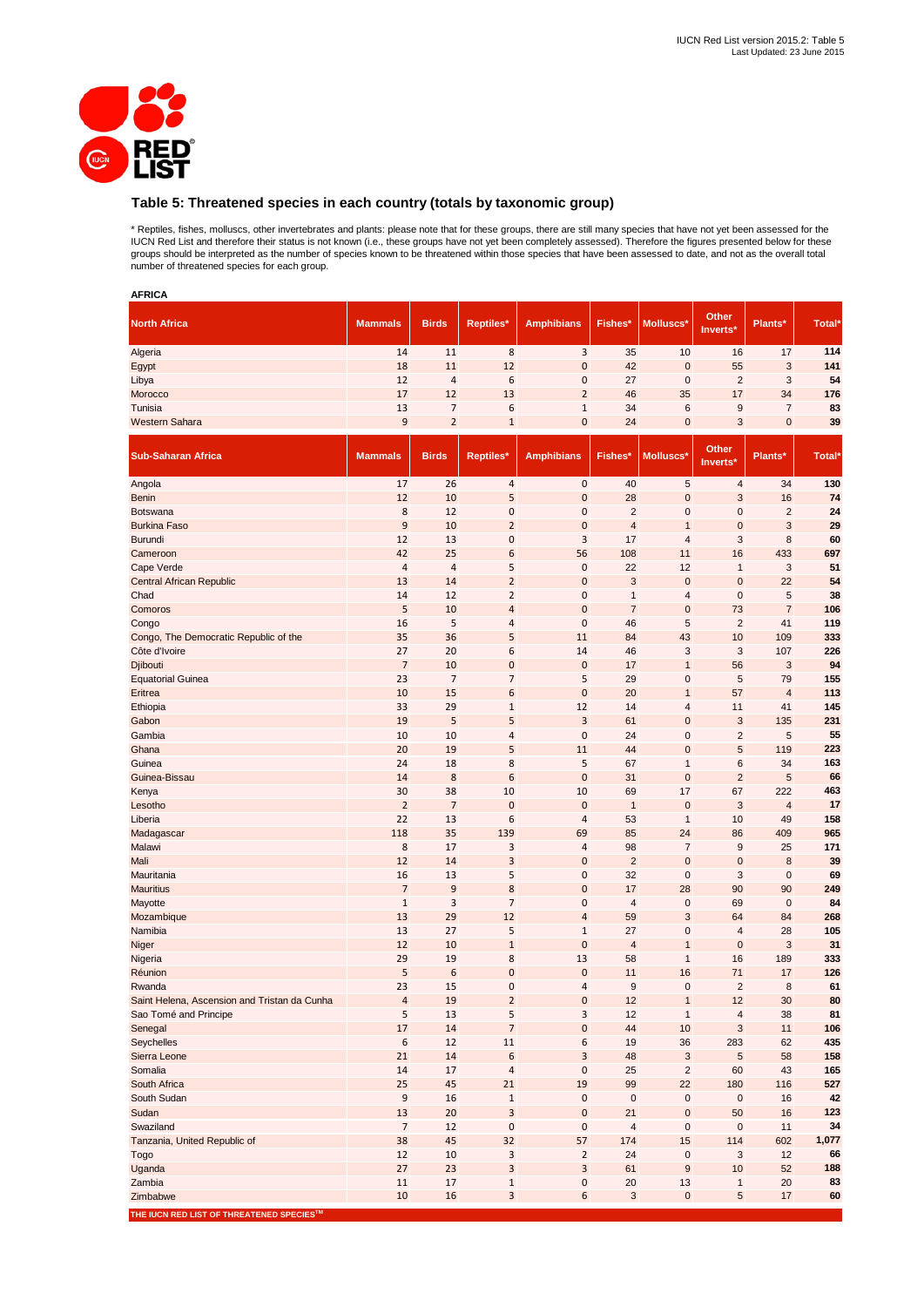## Table 5: Threatened species in each country (totals by taxonomic group)

* Reptiles, fishes, molluscs, other invertebrates and plants: please note that for these groups, there are still many species that have not yet been assessed for the IUCN Red List and therefore their status is not known (i.e., these groups have not yet been completely assessed). Therefore the figures presented below for these groups should be interpreted as the number of species known to be threatened within those species that have been assessed to date, and not as the overall total number of threatened species for each group.

**AFRICA**

| North Africa | Mammals | Birds | Reptiles* | Amphibians | Fishes* | Molluscs* | Other Inverts* | Plants* | Total* |
|---|---|---|---|---|---|---|---|---|---|
| Algeria | 14 | 11 | 8 | 3 | 35 | 10 | 16 | 17 | **114** |
| Egypt | 18 | 11 | 12 | 0 | 42 | 0 | 55 | 3 | **141** |
| Libya | 12 | 4 | 6 | 0 | 27 | 0 | 2 | 3 | **54** |
| Morocco | 17 | 12 | 13 | 2 | 46 | 35 | 17 | 34 | **176** |
| Tunisia | 13 | 7 | 6 | 1 | 34 | 6 | 9 | 7 | **83** |
| Western Sahara | 9 | 2 | 1 | 0 | 24 | 0 | 3 | 0 | **39** |

| Sub-Saharan Africa | Mammals | Birds | Reptiles* | Amphibians | Fishes* | Molluscs* | Other Inverts* | Plants* | Total* |
|---|---|---|---|---|---|---|---|---|---|
| Angola | 17 | 26 | 4 | 0 | 40 | 5 | 4 | 34 | **130** |
| Benin | 12 | 10 | 5 | 0 | 28 | 0 | 3 | 16 | **74** |
| Botswana | 8 | 12 | 0 | 0 | 2 | 0 | 0 | 2 | **24** |
| Burkina Faso | 9 | 10 | 2 | 0 | 4 | 1 | 0 | 3 | **29** |
| Burundi | 12 | 13 | 0 | 3 | 17 | 4 | 3 | 8 | **60** |
| Cameroon | 42 | 25 | 6 | 56 | 108 | 11 | 16 | 433 | **697** |
| Cape Verde | 4 | 4 | 5 | 0 | 22 | 12 | 1 | 3 | **51** |
| Central African Republic | 13 | 14 | 2 | 0 | 3 | 0 | 0 | 22 | **54** |
| Chad | 14 | 12 | 2 | 0 | 1 | 4 | 0 | 5 | **38** |
| Comoros | 5 | 10 | 4 | 0 | 7 | 0 | 73 | 7 | **106** |
| Congo | 16 | 5 | 4 | 0 | 46 | 5 | 2 | 41 | **119** |
| Congo, The Democratic Republic of the | 35 | 36 | 5 | 11 | 84 | 43 | 10 | 109 | **333** |
| Côte d'Ivoire | 27 | 20 | 6 | 14 | 46 | 3 | 3 | 107 | **226** |
| Djibouti | 7 | 10 | 0 | 0 | 17 | 1 | 56 | 3 | **94** |
| Equatorial Guinea | 23 | 7 | 7 | 5 | 29 | 0 | 5 | 79 | **155** |
| Eritrea | 10 | 15 | 6 | 0 | 20 | 1 | 57 | 4 | **113** |
| Ethiopia | 33 | 29 | 1 | 12 | 14 | 4 | 11 | 41 | **145** |
| Gabon | 19 | 5 | 5 | 3 | 61 | 0 | 3 | 135 | **231** |
| Gambia | 10 | 10 | 4 | 0 | 24 | 0 | 2 | 5 | **55** |
| Ghana | 20 | 19 | 5 | 11 | 44 | 0 | 5 | 119 | **223** |
| Guinea | 24 | 18 | 8 | 5 | 67 | 1 | 6 | 34 | **163** |
| Guinea-Bissau | 14 | 8 | 6 | 0 | 31 | 0 | 2 | 5 | **66** |
| Kenya | 30 | 38 | 10 | 10 | 69 | 17 | 67 | 222 | **463** |
| Lesotho | 2 | 7 | 0 | 0 | 1 | 0 | 3 | 4 | **17** |
| Liberia | 22 | 13 | 6 | 4 | 53 | 1 | 10 | 49 | **158** |
| Madagascar | 118 | 35 | 139 | 69 | 85 | 24 | 86 | 409 | **965** |
| Malawi | 8 | 17 | 3 | 4 | 98 | 7 | 9 | 25 | **171** |
| Mali | 12 | 14 | 3 | 0 | 2 | 0 | 0 | 8 | **39** |
| Mauritania | 16 | 13 | 5 | 0 | 32 | 0 | 3 | 0 | **69** |
| Mauritius | 7 | 9 | 8 | 0 | 17 | 28 | 90 | 90 | **249** |
| Mayotte | 1 | 3 | 7 | 0 | 4 | 0 | 69 | 0 | **84** |
| Mozambique | 13 | 29 | 12 | 4 | 59 | 3 | 64 | 84 | **268** |
| Namibia | 13 | 27 | 5 | 1 | 27 | 0 | 4 | 28 | **105** |
| Niger | 12 | 10 | 1 | 0 | 4 | 1 | 0 | 3 | **31** |
| Nigeria | 29 | 19 | 8 | 13 | 58 | 1 | 16 | 189 | **333** |
| Réunion | 5 | 6 | 0 | 0 | 11 | 16 | 71 | 17 | **126** |
| Rwanda | 23 | 15 | 0 | 4 | 9 | 0 | 2 | 8 | **61** |
| Saint Helena, Ascension and Tristan da Cunha | 4 | 19 | 2 | 0 | 12 | 1 | 12 | 30 | **80** |
| Sao Tomé and Principe | 5 | 13 | 5 | 3 | 12 | 1 | 4 | 38 | **81** |
| Senegal | 17 | 14 | 7 | 0 | 44 | 10 | 3 | 11 | **106** |
| Seychelles | 6 | 12 | 11 | 6 | 19 | 36 | 283 | 62 | **435** |
| Sierra Leone | 21 | 14 | 6 | 3 | 48 | 3 | 5 | 58 | **158** |
| Somalia | 14 | 17 | 4 | 0 | 25 | 2 | 60 | 43 | **165** |
| South Africa | 25 | 45 | 21 | 19 | 99 | 22 | 180 | 116 | **527** |
| South Sudan | 9 | 16 | 1 | 0 | 0 | 0 | 0 | 16 | **42** |
| Sudan | 13 | 20 | 3 | 0 | 21 | 0 | 50 | 16 | **123** |
| Swaziland | 7 | 12 | 0 | 0 | 4 | 0 | 0 | 11 | **34** |
| Tanzania, United Republic of | 38 | 45 | 32 | 57 | 174 | 15 | 114 | 602 | **1,077** |
| Togo | 12 | 10 | 3 | 2 | 24 | 0 | 3 | 12 | **66** |
| Uganda | 27 | 23 | 3 | 3 | 61 | 9 | 10 | 52 | **188** |
| Zambia | 11 | 17 | 1 | 0 | 20 | 13 | 1 | 20 | **83** |
| Zimbabwe | 10 | 16 | 3 | 6 | 3 | 0 | 5 | 17 | **60** |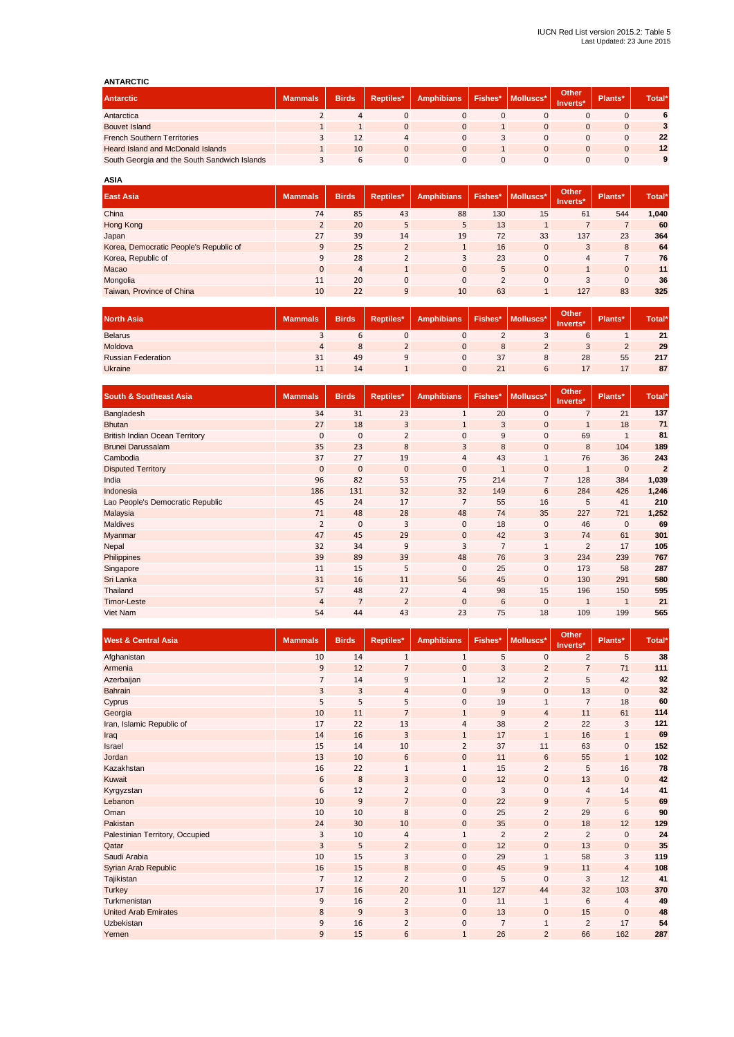IUCN Red List version 2015.2: Table 5
Last Updated: 23 June 2015

## ANTARCTIC

| Antarctic | Mammals | Birds | Reptiles* | Amphibians | Fishes* | Molluscs* | Other Inverts* | Plants* | Total* |
|---|---|---|---|---|---|---|---|---|---|
| Antarctica | 2 | 4 | 0 | 0 | 0 | 0 | 0 | 0 | **6** |
| Bouvet Island | 1 | 1 | 0 | 0 | 1 | 0 | 0 | 0 | **3** |
| French Southern Territories | 3 | 12 | 4 | 0 | 3 | 0 | 0 | 0 | **22** |
| Heard Island and McDonald Islands | 1 | 10 | 0 | 0 | 1 | 0 | 0 | 0 | **12** |
| South Georgia and the South Sandwich Islands | 3 | 6 | 0 | 0 | 0 | 0 | 0 | 0 | **9** |

## ASIA

| East Asia | Mammals | Birds | Reptiles* | Amphibians | Fishes* | Molluscs* | Other Inverts* | Plants* | Total* |
|---|---|---|---|---|---|---|---|---|---|
| China | 74 | 85 | 43 | 88 | 130 | 15 | 61 | 544 | **1,040** |
| Hong Kong | 2 | 20 | 5 | 5 | 13 | 1 | 7 | 7 | **60** |
| Japan | 27 | 39 | 14 | 19 | 72 | 33 | 137 | 23 | **364** |
| Korea, Democratic People's Republic of | 9 | 25 | 2 | 1 | 16 | 0 | 3 | 8 | **64** |
| Korea, Republic of | 9 | 28 | 2 | 3 | 23 | 0 | 4 | 7 | **76** |
| Macao | 0 | 4 | 1 | 0 | 5 | 0 | 1 | 0 | **11** |
| Mongolia | 11 | 20 | 0 | 0 | 2 | 0 | 3 | 0 | **36** |
| Taiwan, Province of China | 10 | 22 | 9 | 10 | 63 | 1 | 127 | 83 | **325** |

| North Asia | Mammals | Birds | Reptiles* | Amphibians | Fishes* | Molluscs* | Other Inverts* | Plants* | Total* |
|---|---|---|---|---|---|---|---|---|---|
| Belarus | 3 | 6 | 0 | 0 | 2 | 3 | 6 | 1 | **21** |
| Moldova | 4 | 8 | 2 | 0 | 8 | 2 | 3 | 2 | **29** |
| Russian Federation | 31 | 49 | 9 | 0 | 37 | 8 | 28 | 55 | **217** |
| Ukraine | 11 | 14 | 1 | 0 | 21 | 6 | 17 | 17 | **87** |

| South & Southeast Asia | Mammals | Birds | Reptiles* | Amphibians | Fishes* | Molluscs* | Other Inverts* | Plants* | Total* |
|---|---|---|---|---|---|---|---|---|---|
| Bangladesh | 34 | 31 | 23 | 1 | 20 | 0 | 7 | 21 | **137** |
| Bhutan | 27 | 18 | 3 | 1 | 3 | 0 | 1 | 18 | **71** |
| British Indian Ocean Territory | 0 | 0 | 2 | 0 | 9 | 0 | 69 | 1 | **81** |
| Brunei Darussalam | 35 | 23 | 8 | 3 | 8 | 0 | 8 | 104 | **189** |
| Cambodia | 37 | 27 | 19 | 4 | 43 | 1 | 76 | 36 | **243** |
| Disputed Territory | 0 | 0 | 0 | 0 | 1 | 0 | 1 | 0 | **2** |
| India | 96 | 82 | 53 | 75 | 214 | 7 | 128 | 384 | **1,039** |
| Indonesia | 186 | 131 | 32 | 32 | 149 | 6 | 284 | 426 | **1,246** |
| Lao People's Democratic Republic | 45 | 24 | 17 | 7 | 55 | 16 | 5 | 41 | **210** |
| Malaysia | 71 | 48 | 28 | 48 | 74 | 35 | 227 | 721 | **1,252** |
| Maldives | 2 | 0 | 3 | 0 | 18 | 0 | 46 | 0 | **69** |
| Myanmar | 47 | 45 | 29 | 0 | 42 | 3 | 74 | 61 | **301** |
| Nepal | 32 | 34 | 9 | 3 | 7 | 1 | 2 | 17 | **105** |
| Philippines | 39 | 89 | 39 | 48 | 76 | 3 | 234 | 239 | **767** |
| Singapore | 11 | 15 | 5 | 0 | 25 | 0 | 173 | 58 | **287** |
| Sri Lanka | 31 | 16 | 11 | 56 | 45 | 0 | 130 | 291 | **580** |
| Thailand | 57 | 48 | 27 | 4 | 98 | 15 | 196 | 150 | **595** |
| Timor-Leste | 4 | 7 | 2 | 0 | 6 | 0 | 1 | 1 | **21** |
| Viet Nam | 54 | 44 | 43 | 23 | 75 | 18 | 109 | 199 | **565** |

| West & Central Asia | Mammals | Birds | Reptiles* | Amphibians | Fishes* | Molluscs* | Other Inverts* | Plants* | Total* |
|---|---|---|---|---|---|---|---|---|---|
| Afghanistan | 10 | 14 | 1 | 1 | 5 | 0 | 2 | 5 | **38** |
| Armenia | 9 | 12 | 7 | 0 | 3 | 2 | 7 | 71 | **111** |
| Azerbaijan | 7 | 14 | 9 | 1 | 12 | 2 | 5 | 42 | **92** |
| Bahrain | 3 | 3 | 4 | 0 | 9 | 0 | 13 | 0 | **32** |
| Cyprus | 5 | 5 | 5 | 0 | 19 | 1 | 7 | 18 | **60** |
| Georgia | 10 | 11 | 7 | 1 | 9 | 4 | 11 | 61 | **114** |
| Iran, Islamic Republic of | 17 | 22 | 13 | 4 | 38 | 2 | 22 | 3 | **121** |
| Iraq | 14 | 16 | 3 | 1 | 17 | 1 | 16 | 1 | **69** |
| Israel | 15 | 14 | 10 | 2 | 37 | 11 | 63 | 0 | **152** |
| Jordan | 13 | 10 | 6 | 0 | 11 | 6 | 55 | 1 | **102** |
| Kazakhstan | 16 | 22 | 1 | 1 | 15 | 2 | 5 | 16 | **78** |
| Kuwait | 6 | 8 | 3 | 0 | 12 | 0 | 13 | 0 | **42** |
| Kyrgyzstan | 6 | 12 | 2 | 0 | 3 | 0 | 4 | 14 | **41** |
| Lebanon | 10 | 9 | 7 | 0 | 22 | 9 | 7 | 5 | **69** |
| Oman | 10 | 10 | 8 | 0 | 25 | 2 | 29 | 6 | **90** |
| Pakistan | 24 | 30 | 10 | 0 | 35 | 0 | 18 | 12 | **129** |
| Palestinian Territory, Occupied | 3 | 10 | 4 | 1 | 2 | 2 | 2 | 0 | **24** |
| Qatar | 3 | 5 | 2 | 0 | 12 | 0 | 13 | 0 | **35** |
| Saudi Arabia | 10 | 15 | 3 | 0 | 29 | 1 | 58 | 3 | **119** |
| Syrian Arab Republic | 16 | 15 | 8 | 0 | 45 | 9 | 11 | 4 | **108** |
| Tajikistan | 7 | 12 | 2 | 0 | 5 | 0 | 3 | 12 | **41** |
| Turkey | 17 | 16 | 20 | 11 | 127 | 44 | 32 | 103 | **370** |
| Turkmenistan | 9 | 16 | 2 | 0 | 11 | 1 | 6 | 4 | **49** |
| United Arab Emirates | 8 | 9 | 3 | 0 | 13 | 0 | 15 | 0 | **48** |
| Uzbekistan | 9 | 16 | 2 | 0 | 7 | 1 | 2 | 17 | **54** |
| Yemen | 9 | 15 | 6 | 1 | 26 | 2 | 66 | 162 | **287** |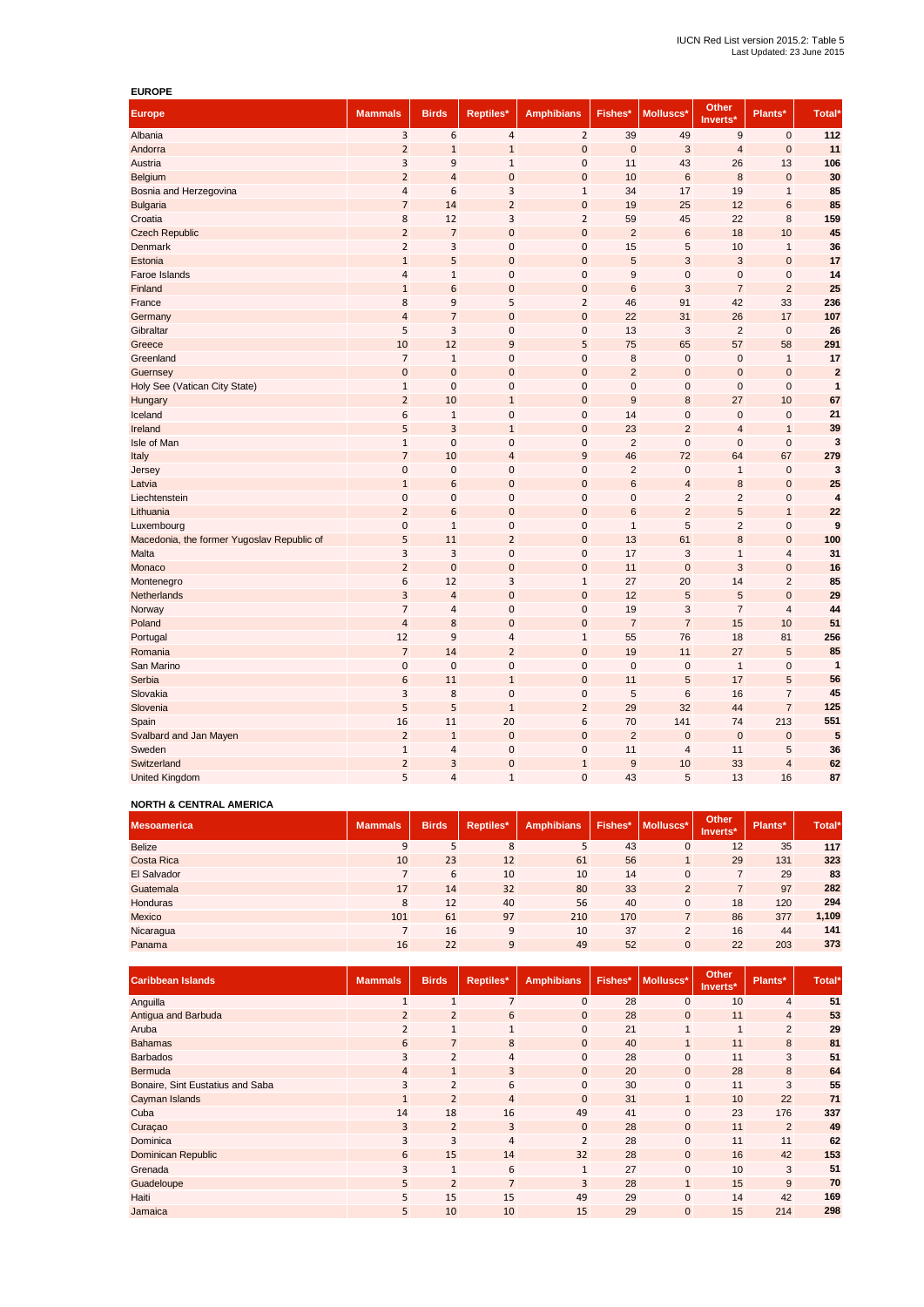IUCN Red List version 2015.2: Table 5
Last Updated: 23 June 2015

**EUROPE**

| Europe | Mammals | Birds | Reptiles* | Amphibians | Fishes* | Molluscs* | Other Inverts* | Plants* | Total* |
|---|---|---|---|---|---|---|---|---|---|
| Albania | 3 | 6 | 4 | 2 | 39 | 49 | 9 | 0 | **112** |
| Andorra | 2 | 1 | 1 | 0 | 0 | 3 | 4 | 0 | **11** |
| Austria | 3 | 9 | 1 | 0 | 11 | 43 | 26 | 13 | **106** |
| Belgium | 2 | 4 | 0 | 0 | 10 | 6 | 8 | 0 | **30** |
| Bosnia and Herzegovina | 4 | 6 | 3 | 1 | 34 | 17 | 19 | 1 | **85** |
| Bulgaria | 7 | 14 | 2 | 0 | 19 | 25 | 12 | 6 | **85** |
| Croatia | 8 | 12 | 3 | 2 | 59 | 45 | 22 | 8 | **159** |
| Czech Republic | 2 | 7 | 0 | 0 | 2 | 6 | 18 | 10 | **45** |
| Denmark | 2 | 3 | 0 | 0 | 15 | 5 | 10 | 1 | **36** |
| Estonia | 1 | 5 | 0 | 0 | 5 | 3 | 3 | 0 | **17** |
| Faroe Islands | 4 | 1 | 0 | 0 | 9 | 0 | 0 | 0 | **14** |
| Finland | 1 | 6 | 0 | 0 | 6 | 3 | 7 | 2 | **25** |
| France | 8 | 9 | 5 | 2 | 46 | 91 | 42 | 33 | **236** |
| Germany | 4 | 7 | 0 | 0 | 22 | 31 | 26 | 17 | **107** |
| Gibraltar | 5 | 3 | 0 | 0 | 13 | 3 | 2 | 0 | **26** |
| Greece | 10 | 12 | 9 | 5 | 75 | 65 | 57 | 58 | **291** |
| Greenland | 7 | 1 | 0 | 0 | 8 | 0 | 0 | 1 | **17** |
| Guernsey | 0 | 0 | 0 | 0 | 2 | 0 | 0 | 0 | **2** |
| Holy See (Vatican City State) | 1 | 0 | 0 | 0 | 0 | 0 | 0 | 0 | **1** |
| Hungary | 2 | 10 | 1 | 0 | 9 | 8 | 27 | 10 | **67** |
| Iceland | 6 | 1 | 0 | 0 | 14 | 0 | 0 | 0 | **21** |
| Ireland | 5 | 3 | 1 | 0 | 23 | 2 | 4 | 1 | **39** |
| Isle of Man | 1 | 0 | 0 | 0 | 2 | 0 | 0 | 0 | **3** |
| Italy | 7 | 10 | 4 | 9 | 46 | 72 | 64 | 67 | **279** |
| Jersey | 0 | 0 | 0 | 0 | 2 | 0 | 1 | 0 | **3** |
| Latvia | 1 | 6 | 0 | 0 | 6 | 4 | 8 | 0 | **25** |
| Liechtenstein | 0 | 0 | 0 | 0 | 0 | 2 | 2 | 0 | **4** |
| Lithuania | 2 | 6 | 0 | 0 | 6 | 2 | 5 | 1 | **22** |
| Luxembourg | 0 | 1 | 0 | 0 | 1 | 5 | 2 | 0 | **9** |
| Macedonia, the former Yugoslav Republic of | 5 | 11 | 2 | 0 | 13 | 61 | 8 | 0 | **100** |
| Malta | 3 | 3 | 0 | 0 | 17 | 3 | 1 | 4 | **31** |
| Monaco | 2 | 0 | 0 | 0 | 11 | 0 | 3 | 0 | **16** |
| Montenegro | 6 | 12 | 3 | 1 | 27 | 20 | 14 | 2 | **85** |
| Netherlands | 3 | 4 | 0 | 0 | 12 | 5 | 5 | 0 | **29** |
| Norway | 7 | 4 | 0 | 0 | 19 | 3 | 7 | 4 | **44** |
| Poland | 4 | 8 | 0 | 0 | 7 | 7 | 15 | 10 | **51** |
| Portugal | 12 | 9 | 4 | 1 | 55 | 76 | 18 | 81 | **256** |
| Romania | 7 | 14 | 2 | 0 | 19 | 11 | 27 | 5 | **85** |
| San Marino | 0 | 0 | 0 | 0 | 0 | 0 | 1 | 0 | **1** |
| Serbia | 6 | 11 | 1 | 0 | 11 | 5 | 17 | 5 | **56** |
| Slovakia | 3 | 8 | 0 | 0 | 5 | 6 | 16 | 7 | **45** |
| Slovenia | 5 | 5 | 1 | 2 | 29 | 32 | 44 | 7 | **125** |
| Spain | 16 | 11 | 20 | 6 | 70 | 141 | 74 | 213 | **551** |
| Svalbard and Jan Mayen | 2 | 1 | 0 | 0 | 2 | 0 | 0 | 0 | **5** |
| Sweden | 1 | 4 | 0 | 0 | 11 | 4 | 11 | 5 | **36** |
| Switzerland | 2 | 3 | 0 | 1 | 9 | 10 | 33 | 4 | **62** |
| United Kingdom | 5 | 4 | 1 | 0 | 43 | 5 | 13 | 16 | **87** |

**NORTH & CENTRAL AMERICA**

| Mesoamerica | Mammals | Birds | Reptiles* | Amphibians | Fishes* | Molluscs* | Other Inverts* | Plants* | Total* |
|---|---|---|---|---|---|---|---|---|---|
| Belize | 9 | 5 | 8 | 5 | 43 | 0 | 12 | 35 | **117** |
| Costa Rica | 10 | 23 | 12 | 61 | 56 | 1 | 29 | 131 | **323** |
| El Salvador | 7 | 6 | 10 | 10 | 14 | 0 | 7 | 29 | **83** |
| Guatemala | 17 | 14 | 32 | 80 | 33 | 2 | 7 | 97 | **282** |
| Honduras | 8 | 12 | 40 | 56 | 40 | 0 | 18 | 120 | **294** |
| Mexico | 101 | 61 | 97 | 210 | 170 | 7 | 86 | 377 | **1,109** |
| Nicaragua | 7 | 16 | 9 | 10 | 37 | 2 | 16 | 44 | **141** |
| Panama | 16 | 22 | 9 | 49 | 52 | 0 | 22 | 203 | **373** |

| Caribbean Islands | Mammals | Birds | Reptiles* | Amphibians | Fishes* | Molluscs* | Other Inverts* | Plants* | Total* |
|---|---|---|---|---|---|---|---|---|---|
| Anguilla | 1 | 1 | 7 | 0 | 28 | 0 | 10 | 4 | **51** |
| Antigua and Barbuda | 2 | 2 | 6 | 0 | 28 | 0 | 11 | 4 | **53** |
| Aruba | 2 | 1 | 1 | 0 | 21 | 1 | 1 | 2 | **29** |
| Bahamas | 6 | 7 | 8 | 0 | 40 | 1 | 11 | 8 | **81** |
| Barbados | 3 | 2 | 4 | 0 | 28 | 0 | 11 | 3 | **51** |
| Bermuda | 4 | 1 | 3 | 0 | 20 | 0 | 28 | 8 | **64** |
| Bonaire, Sint Eustatius and Saba | 3 | 2 | 6 | 0 | 30 | 0 | 11 | 3 | **55** |
| Cayman Islands | 1 | 2 | 4 | 0 | 31 | 1 | 10 | 22 | **71** |
| Cuba | 14 | 18 | 16 | 49 | 41 | 0 | 23 | 176 | **337** |
| Curaçao | 3 | 2 | 3 | 0 | 28 | 0 | 11 | 2 | **49** |
| Dominica | 3 | 3 | 4 | 2 | 28 | 0 | 11 | 11 | **62** |
| Dominican Republic | 6 | 15 | 14 | 32 | 28 | 0 | 16 | 42 | **153** |
| Grenada | 3 | 1 | 6 | 1 | 27 | 0 | 10 | 3 | **51** |
| Guadeloupe | 5 | 2 | 7 | 3 | 28 | 1 | 15 | 9 | **70** |
| Haiti | 5 | 15 | 15 | 49 | 29 | 0 | 14 | 42 | **169** |
| Jamaica | 5 | 10 | 10 | 15 | 29 | 0 | 15 | 214 | **298** |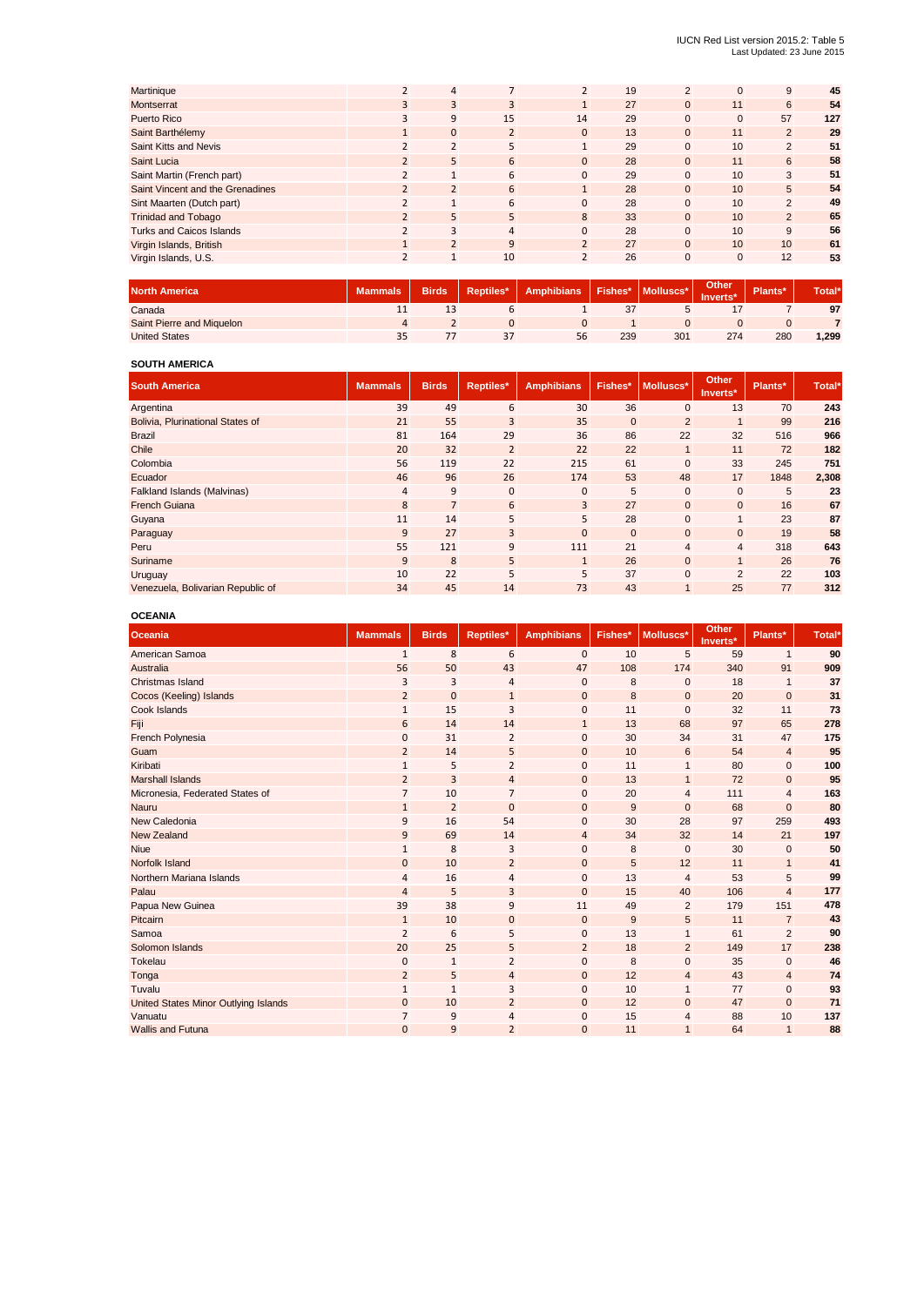| | | | | | | | | | |
|---|---|---|---|---|---|---|---|---|---|
| Martinique | 2 | 4 | 7 | 2 | 19 | 2 | 0 | 9 | **45** |
| Montserrat | 3 | 3 | 3 | 1 | 27 | 0 | 11 | 6 | **54** |
| Puerto Rico | 3 | 9 | 15 | 14 | 29 | 0 | 0 | 57 | **127** |
| Saint Barthélemy | 1 | 0 | 2 | 0 | 13 | 0 | 11 | 2 | **29** |
| Saint Kitts and Nevis | 2 | 2 | 5 | 1 | 29 | 0 | 10 | 2 | **51** |
| Saint Lucia | 2 | 5 | 6 | 0 | 28 | 0 | 11 | 6 | **58** |
| Saint Martin (French part) | 2 | 1 | 6 | 0 | 29 | 0 | 10 | 3 | **51** |
| Saint Vincent and the Grenadines | 2 | 2 | 6 | 1 | 28 | 0 | 10 | 5 | **54** |
| Sint Maarten (Dutch part) | 2 | 1 | 6 | 0 | 28 | 0 | 10 | 2 | **49** |
| Trinidad and Tobago | 2 | 5 | 5 | 8 | 33 | 0 | 10 | 2 | **65** |
| Turks and Caicos Islands | 2 | 3 | 4 | 0 | 28 | 0 | 10 | 9 | **56** |
| Virgin Islands, British | 1 | 2 | 9 | 2 | 27 | 0 | 10 | 10 | **61** |
| Virgin Islands, U.S. | 2 | 1 | 10 | 2 | 26 | 0 | 0 | 12 | **53** |

| North America | Mammals | Birds | Reptiles* | Amphibians | Fishes* | Molluscs* | Other Inverts* | Plants* | Total* |
|---|---|---|---|---|---|---|---|---|---|
| Canada | 11 | 13 | 6 | 1 | 37 | 5 | 17 | 7 | **97** |
| Saint Pierre and Miquelon | 4 | 2 | 0 | 0 | 1 | 0 | 0 | 0 | **7** |
| United States | 35 | 77 | 37 | 56 | 239 | 301 | 274 | 280 | **1,299** |

## SOUTH AMERICA

| South America | Mammals | Birds | Reptiles* | Amphibians | Fishes* | Molluscs* | Other Inverts* | Plants* | Total* |
|---|---|---|---|---|---|---|---|---|---|
| Argentina | 39 | 49 | 6 | 30 | 36 | 0 | 13 | 70 | **243** |
| Bolivia, Plurinational States of | 21 | 55 | 3 | 35 | 0 | 2 | 1 | 99 | **216** |
| Brazil | 81 | 164 | 29 | 36 | 86 | 22 | 32 | 516 | **966** |
| Chile | 20 | 32 | 2 | 22 | 22 | 1 | 11 | 72 | **182** |
| Colombia | 56 | 119 | 22 | 215 | 61 | 0 | 33 | 245 | **751** |
| Ecuador | 46 | 96 | 26 | 174 | 53 | 48 | 17 | 1848 | **2,308** |
| Falkland Islands (Malvinas) | 4 | 9 | 0 | 0 | 5 | 0 | 0 | 5 | **23** |
| French Guiana | 8 | 7 | 6 | 3 | 27 | 0 | 0 | 16 | **67** |
| Guyana | 11 | 14 | 5 | 5 | 28 | 0 | 1 | 23 | **87** |
| Paraguay | 9 | 27 | 3 | 0 | 0 | 0 | 0 | 19 | **58** |
| Peru | 55 | 121 | 9 | 111 | 21 | 4 | 4 | 318 | **643** |
| Suriname | 9 | 8 | 5 | 1 | 26 | 0 | 1 | 26 | **76** |
| Uruguay | 10 | 22 | 5 | 5 | 37 | 0 | 2 | 22 | **103** |
| Venezuela, Bolivarian Republic of | 34 | 45 | 14 | 73 | 43 | 1 | 25 | 77 | **312** |

## OCEANIA

| Oceania | Mammals | Birds | Reptiles* | Amphibians | Fishes* | Molluscs* | Other Inverts* | Plants* | Total* |
|---|---|---|---|---|---|---|---|---|---|
| American Samoa | 1 | 8 | 6 | 0 | 10 | 5 | 59 | 1 | **90** |
| Australia | 56 | 50 | 43 | 47 | 108 | 174 | 340 | 91 | **909** |
| Christmas Island | 3 | 3 | 4 | 0 | 8 | 0 | 18 | 1 | **37** |
| Cocos (Keeling) Islands | 2 | 0 | 1 | 0 | 8 | 0 | 20 | 0 | **31** |
| Cook Islands | 1 | 15 | 3 | 0 | 11 | 0 | 32 | 11 | **73** |
| Fiji | 6 | 14 | 14 | 1 | 13 | 68 | 97 | 65 | **278** |
| French Polynesia | 0 | 31 | 2 | 0 | 30 | 34 | 31 | 47 | **175** |
| Guam | 2 | 14 | 5 | 0 | 10 | 6 | 54 | 4 | **95** |
| Kiribati | 1 | 5 | 2 | 0 | 11 | 1 | 80 | 0 | **100** |
| Marshall Islands | 2 | 3 | 4 | 0 | 13 | 1 | 72 | 0 | **95** |
| Micronesia, Federated States of | 7 | 10 | 7 | 0 | 20 | 4 | 111 | 4 | **163** |
| Nauru | 1 | 2 | 0 | 0 | 9 | 0 | 68 | 0 | **80** |
| New Caledonia | 9 | 16 | 54 | 0 | 30 | 28 | 97 | 259 | **493** |
| New Zealand | 9 | 69 | 14 | 4 | 34 | 32 | 14 | 21 | **197** |
| Niue | 1 | 8 | 3 | 0 | 8 | 0 | 30 | 0 | **50** |
| Norfolk Island | 0 | 10 | 2 | 0 | 5 | 12 | 11 | 1 | **41** |
| Northern Mariana Islands | 4 | 16 | 4 | 0 | 13 | 4 | 53 | 5 | **99** |
| Palau | 4 | 5 | 3 | 0 | 15 | 40 | 106 | 4 | **177** |
| Papua New Guinea | 39 | 38 | 9 | 11 | 49 | 2 | 179 | 151 | **478** |
| Pitcairn | 1 | 10 | 0 | 0 | 9 | 5 | 11 | 7 | **43** |
| Samoa | 2 | 6 | 5 | 0 | 13 | 1 | 61 | 2 | **90** |
| Solomon Islands | 20 | 25 | 5 | 2 | 18 | 2 | 149 | 17 | **238** |
| Tokelau | 0 | 1 | 2 | 0 | 8 | 0 | 35 | 0 | **46** |
| Tonga | 2 | 5 | 4 | 0 | 12 | 4 | 43 | 4 | **74** |
| Tuvalu | 1 | 1 | 3 | 0 | 10 | 1 | 77 | 0 | **93** |
| United States Minor Outlying Islands | 0 | 10 | 2 | 0 | 12 | 0 | 47 | 0 | **71** |
| Vanuatu | 7 | 9 | 4 | 0 | 15 | 4 | 88 | 10 | **137** |
| Wallis and Futuna | 0 | 9 | 2 | 0 | 11 | 1 | 64 | 1 | **88** |